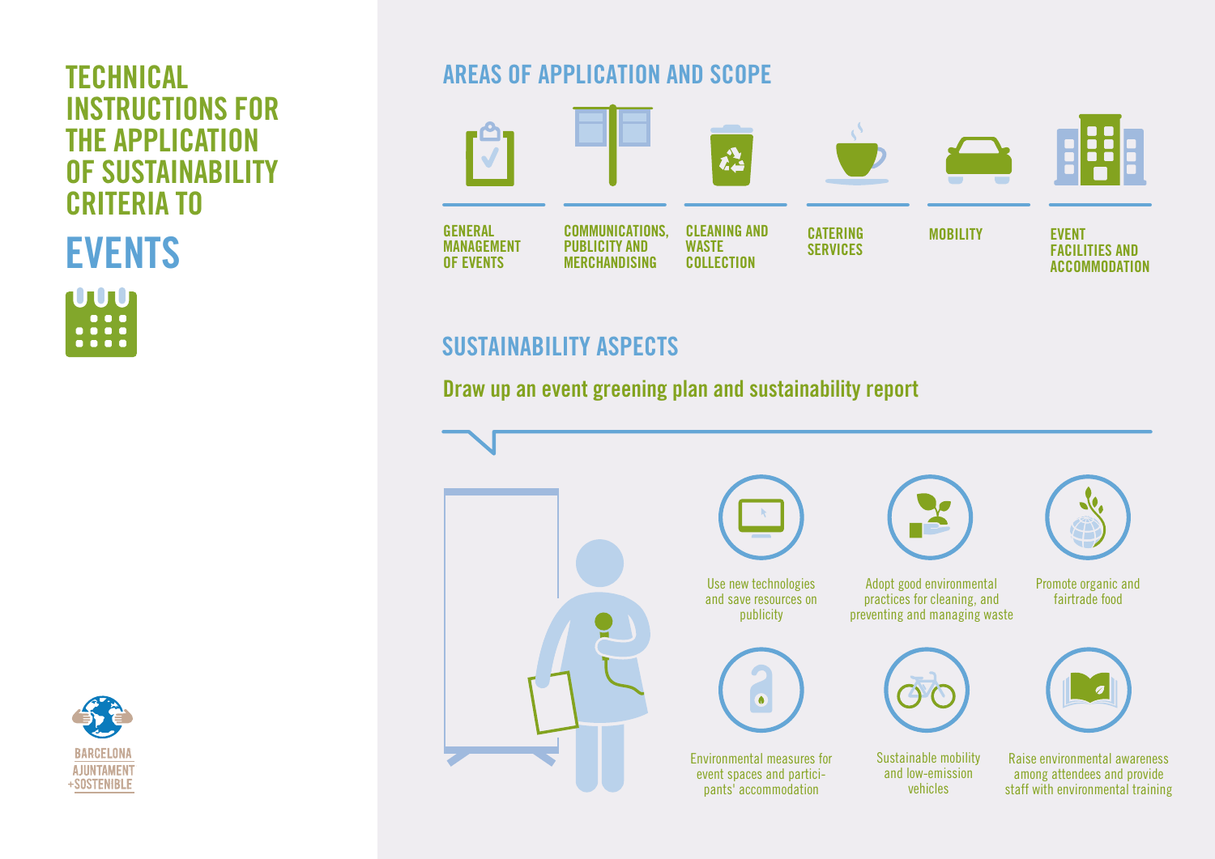# TECHNICAL INSTRUCTIONS FOR THE APPLICATION OF SUSTAINABILITY CRITERIA TO

# EVENTS

## AREAS OF APPLICATION AND SCOPE

- GENERAL MANAGEMENT OF EVENTS
- COMMUNICATIONS, PUBLICITY AND MERCHANDISING
- CLEANING AND WASTE COLLECTION
- CATERING SERVICES
- MOBILITY
- EVENT FACILITIES AND ACCOMMODATION

## SUSTAINABILITY ASPECTS

### Draw up an event greening plan and sustainability report

- Use new technologies and save resources on publicity
- Adopt good environmental practices for cleaning, and preventing and managing waste
- Promote organic and fairtrade food
- Environmental measures for event spaces and participants' accommodation
- Sustainable mobility and low-emission vehicles
- Raise environmental awareness among attendees and provide staff with environmental training

BARCELONA AJUNTAMENT +SOSTENIBLE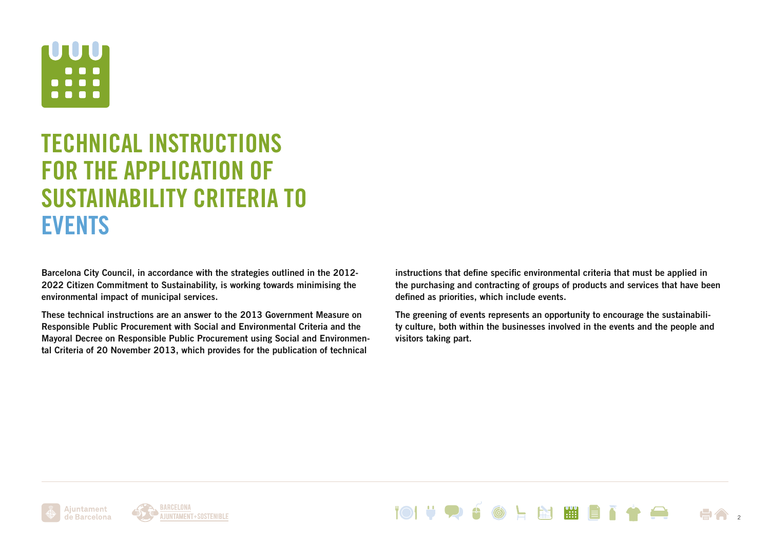# TECHNICAL INSTRUCTIONS FOR THE APPLICATION OF SUSTAINABILITY CRITERIA TO EVENTS

**Barcelona City Council, in accordance with the strategies outlined in the 2012-2022 Citizen Commitment to Sustainability, is working towards minimising the environmental impact of municipal services.**

**These technical instructions are an answer to the 2013 Government Measure on Responsible Public Procurement with Social and Environmental Criteria and the Mayoral Decree on Responsible Public Procurement using Social and Environmental Criteria of 20 November 2013, which provides for the publication of technical instructions that define specific environmental criteria that must be applied in the purchasing and contracting of groups of products and services that have been defined as priorities, which include events.**

**The greening of events represents an opportunity to encourage the sustainability culture, both within the businesses involved in the events and the people and visitors taking part.**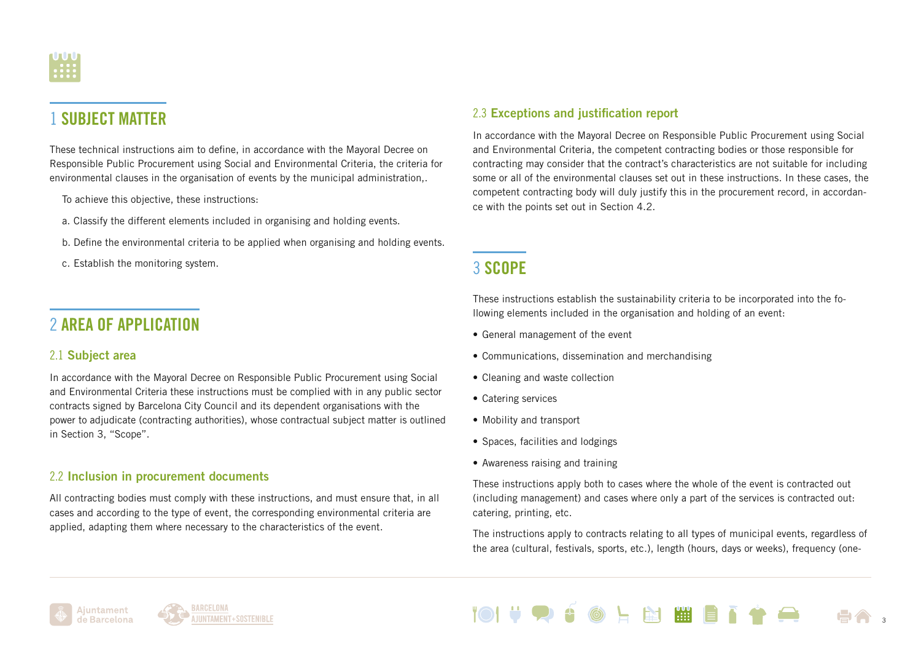## 1 SUBJECT MATTER

These technical instructions aim to define, in accordance with the Mayoral Decree on Responsible Public Procurement using Social and Environmental Criteria, the criteria for environmental clauses in the organisation of events by the municipal administration,.

To achieve this objective, these instructions:

a. Classify the different elements included in organising and holding events.

b. Define the environmental criteria to be applied when organising and holding events.

c. Establish the monitoring system.

## 2 AREA OF APPLICATION

### 2.1 Subject area

In accordance with the Mayoral Decree on Responsible Public Procurement using Social and Environmental Criteria these instructions must be complied with in any public sector contracts signed by Barcelona City Council and its dependent organisations with the power to adjudicate (contracting authorities), whose contractual subject matter is outlined in Section 3, "Scope".

### 2.2 Inclusion in procurement documents

All contracting bodies must comply with these instructions, and must ensure that, in all cases and according to the type of event, the corresponding environmental criteria are applied, adapting them where necessary to the characteristics of the event.

### 2.3 Exceptions and justification report

In accordance with the Mayoral Decree on Responsible Public Procurement using Social and Environmental Criteria, the competent contracting bodies or those responsible for contracting may consider that the contract's characteristics are not suitable for including some or all of the environmental clauses set out in these instructions. In these cases, the competent contracting body will duly justify this in the procurement record, in accordance with the points set out in Section 4.2.

## 3 SCOPE

These instructions establish the sustainability criteria to be incorporated into the following elements included in the organisation and holding of an event:

- General management of the event
- Communications, dissemination and merchandising
- Cleaning and waste collection
- Catering services
- Mobility and transport
- Spaces, facilities and lodgings
- Awareness raising and training

These instructions apply both to cases where the whole of the event is contracted out (including management) and cases where only a part of the services is contracted out: catering, printing, etc.

The instructions apply to contracts relating to all types of municipal events, regardless of the area (cultural, festivals, sports, etc.), length (hours, days or weeks), frequency (one-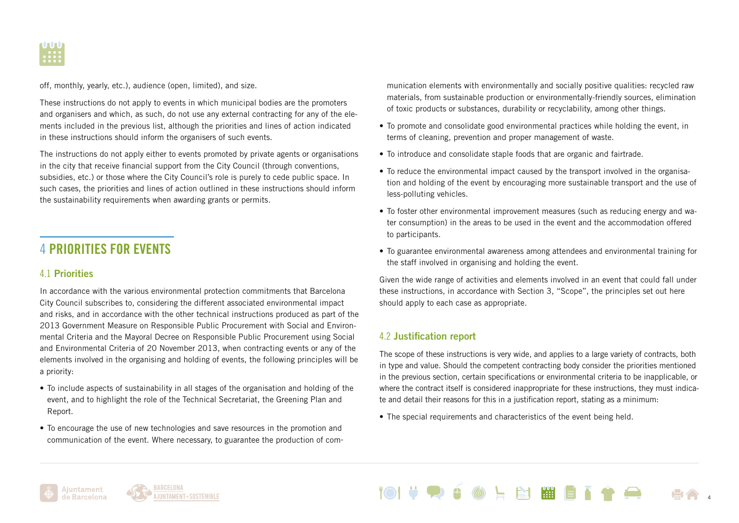off, monthly, yearly, etc.), audience (open, limited), and size.

These instructions do not apply to events in which municipal bodies are the promoters and organisers and which, as such, do not use any external contracting for any of the elements included in the previous list, although the priorities and lines of action indicated in these instructions should inform the organisers of such events.

The instructions do not apply either to events promoted by private agents or organisations in the city that receive financial support from the City Council (through conventions, subsidies, etc.) or those where the City Council's role is purely to cede public space. In such cases, the priorities and lines of action outlined in these instructions should inform the sustainability requirements when awarding grants or permits.

# 4 PRIORITIES FOR EVENTS

## 4.1 Priorities

In accordance with the various environmental protection commitments that Barcelona City Council subscribes to, considering the different associated environmental impact and risks, and in accordance with the other technical instructions produced as part of the 2013 Government Measure on Responsible Public Procurement with Social and Environmental Criteria and the Mayoral Decree on Responsible Public Procurement using Social and Environmental Criteria of 20 November 2013, when contracting events or any of the elements involved in the organising and holding of events, the following principles will be a priority:

- To include aspects of sustainability in all stages of the organisation and holding of the event, and to highlight the role of the Technical Secretariat, the Greening Plan and Report.
- To encourage the use of new technologies and save resources in the promotion and communication of the event. Where necessary, to guarantee the production of communication elements with environmentally and socially positive qualities: recycled raw materials, from sustainable production or environmentally-friendly sources, elimination of toxic products or substances, durability or recyclability, among other things.
- To promote and consolidate good environmental practices while holding the event, in terms of cleaning, prevention and proper management of waste.
- To introduce and consolidate staple foods that are organic and fairtrade.
- To reduce the environmental impact caused by the transport involved in the organisation and holding of the event by encouraging more sustainable transport and the use of less-polluting vehicles.
- To foster other environmental improvement measures (such as reducing energy and water consumption) in the areas to be used in the event and the accommodation offered to participants.
- To guarantee environmental awareness among attendees and environmental training for the staff involved in organising and holding the event.

Given the wide range of activities and elements involved in an event that could fall under these instructions, in accordance with Section 3, "Scope", the principles set out here should apply to each case as appropriate.

## 4.2 Justification report

The scope of these instructions is very wide, and applies to a large variety of contracts, both in type and value. Should the competent contracting body consider the priorities mentioned in the previous section, certain specifications or environmental criteria to be inapplicable, or where the contract itself is considered inappropriate for these instructions, they must indicate and detail their reasons for this in a justification report, stating as a minimum:

- The special requirements and characteristics of the event being held.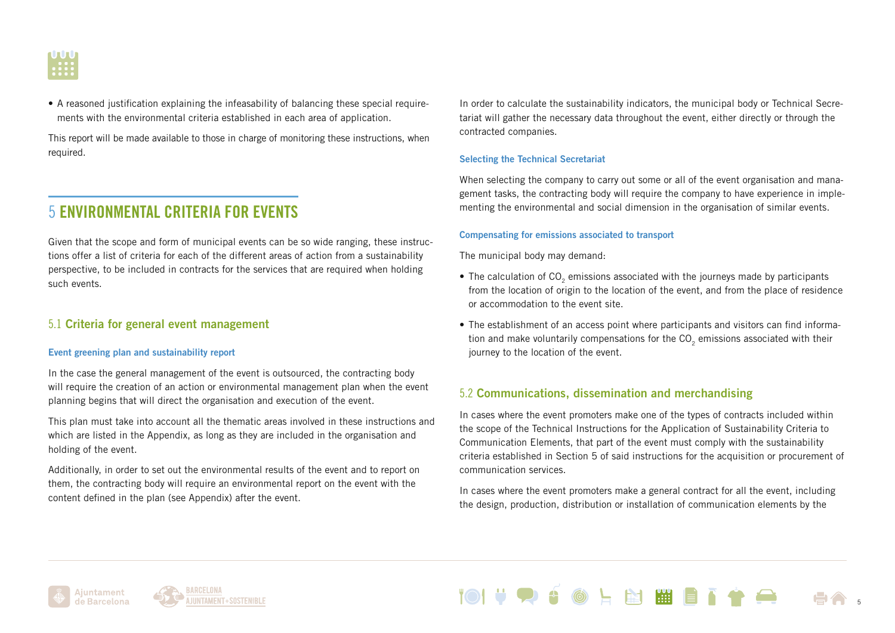- A reasoned justification explaining the infeasability of balancing these special requirements with the environmental criteria established in each area of application.

This report will be made available to those in charge of monitoring these instructions, when required.

# 5 ENVIRONMENTAL CRITERIA FOR EVENTS

Given that the scope and form of municipal events can be so wide ranging, these instructions offer a list of criteria for each of the different areas of action from a sustainability perspective, to be included in contracts for the services that are required when holding such events.

## 5.1 Criteria for general event management

### Event greening plan and sustainability report

In the case the general management of the event is outsourced, the contracting body will require the creation of an action or environmental management plan when the event planning begins that will direct the organisation and execution of the event.

This plan must take into account all the thematic areas involved in these instructions and which are listed in the Appendix, as long as they are included in the organisation and holding of the event.

Additionally, in order to set out the environmental results of the event and to report on them, the contracting body will require an environmental report on the event with the content defined in the plan (see Appendix) after the event.

In order to calculate the sustainability indicators, the municipal body or Technical Secretariat will gather the necessary data throughout the event, either directly or through the contracted companies.

### Selecting the Technical Secretariat

When selecting the company to carry out some or all of the event organisation and management tasks, the contracting body will require the company to have experience in implementing the environmental and social dimension in the organisation of similar events.

### Compensating for emissions associated to transport

The municipal body may demand:

- The calculation of $CO_2$ emissions associated with the journeys made by participants from the location of origin to the location of the event, and from the place of residence or accommodation to the event site.
- The establishment of an access point where participants and visitors can find information and make voluntarily compensations for the $CO_2$ emissions associated with their journey to the location of the event.

## 5.2 Communications, dissemination and merchandising

In cases where the event promoters make one of the types of contracts included within the scope of the Technical Instructions for the Application of Sustainability Criteria to Communication Elements, that part of the event must comply with the sustainability criteria established in Section 5 of said instructions for the acquisition or procurement of communication services.

In cases where the event promoters make a general contract for all the event, including the design, production, distribution or installation of communication elements by the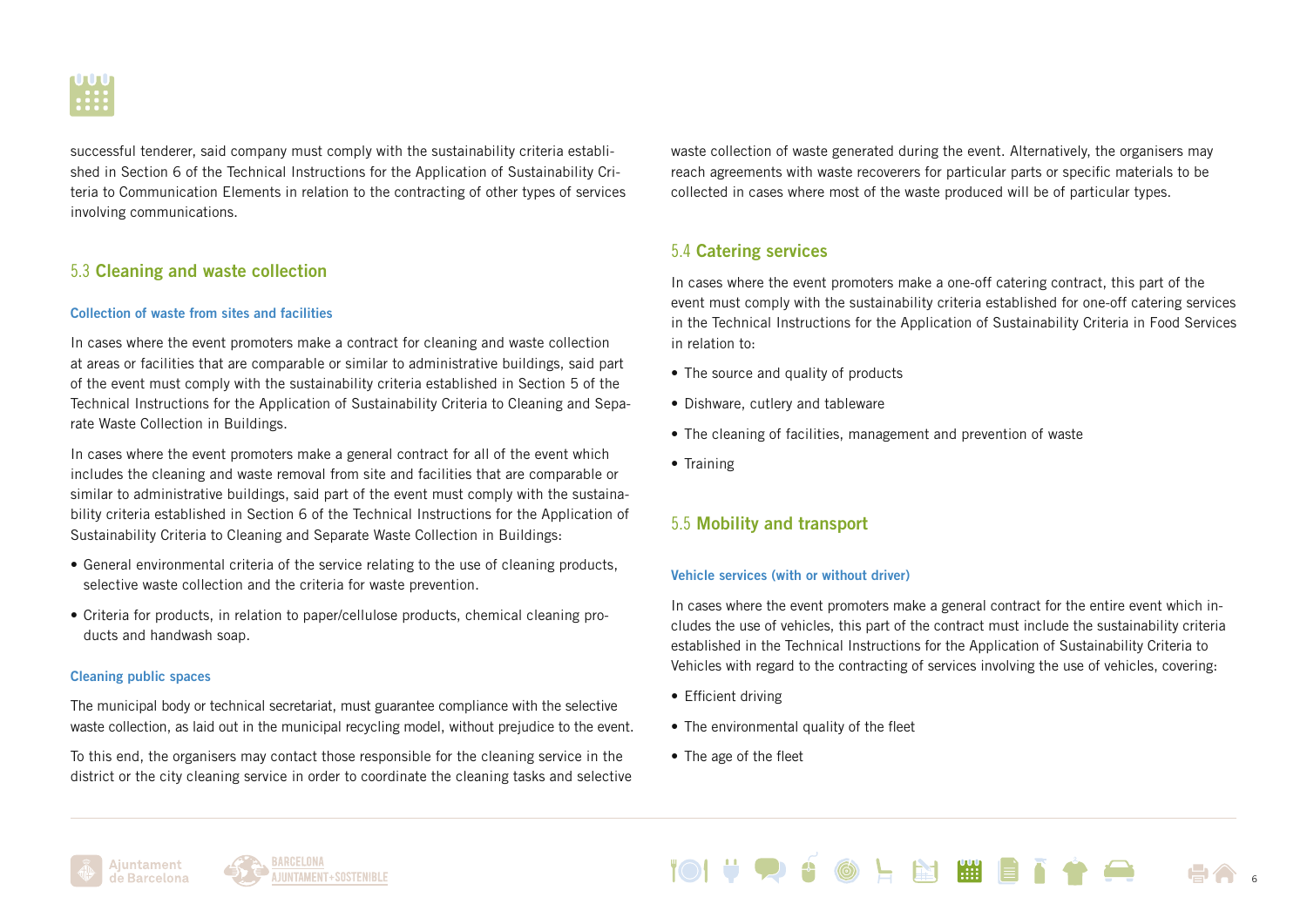successful tenderer, said company must comply with the sustainability criteria established in Section 6 of the Technical Instructions for the Application of Sustainability Criteria to Communication Elements in relation to the contracting of other types of services involving communications.

## 5.3 Cleaning and waste collection

### Collection of waste from sites and facilities

In cases where the event promoters make a contract for cleaning and waste collection at areas or facilities that are comparable or similar to administrative buildings, said part of the event must comply with the sustainability criteria established in Section 5 of the Technical Instructions for the Application of Sustainability Criteria to Cleaning and Separate Waste Collection in Buildings.

In cases where the event promoters make a general contract for all of the event which includes the cleaning and waste removal from site and facilities that are comparable or similar to administrative buildings, said part of the event must comply with the sustainability criteria established in Section 6 of the Technical Instructions for the Application of Sustainability Criteria to Cleaning and Separate Waste Collection in Buildings:

- General environmental criteria of the service relating to the use of cleaning products, selective waste collection and the criteria for waste prevention.
- Criteria for products, in relation to paper/cellulose products, chemical cleaning products and handwash soap.

### Cleaning public spaces

The municipal body or technical secretariat, must guarantee compliance with the selective waste collection, as laid out in the municipal recycling model, without prejudice to the event.

To this end, the organisers may contact those responsible for the cleaning service in the district or the city cleaning service in order to coordinate the cleaning tasks and selective waste collection of waste generated during the event. Alternatively, the organisers may reach agreements with waste recoverers for particular parts or specific materials to be collected in cases where most of the waste produced will be of particular types.

## 5.4 Catering services

In cases where the event promoters make a one-off catering contract, this part of the event must comply with the sustainability criteria established for one-off catering services in the Technical Instructions for the Application of Sustainability Criteria in Food Services in relation to:

- The source and quality of products
- Dishware, cutlery and tableware
- The cleaning of facilities, management and prevention of waste
- Training

## 5.5 Mobility and transport

### Vehicle services (with or without driver)

In cases where the event promoters make a general contract for the entire event which includes the use of vehicles, this part of the contract must include the sustainability criteria established in the Technical Instructions for the Application of Sustainability Criteria to Vehicles with regard to the contracting of services involving the use of vehicles, covering:

- Efficient driving
- The environmental quality of the fleet
- The age of the fleet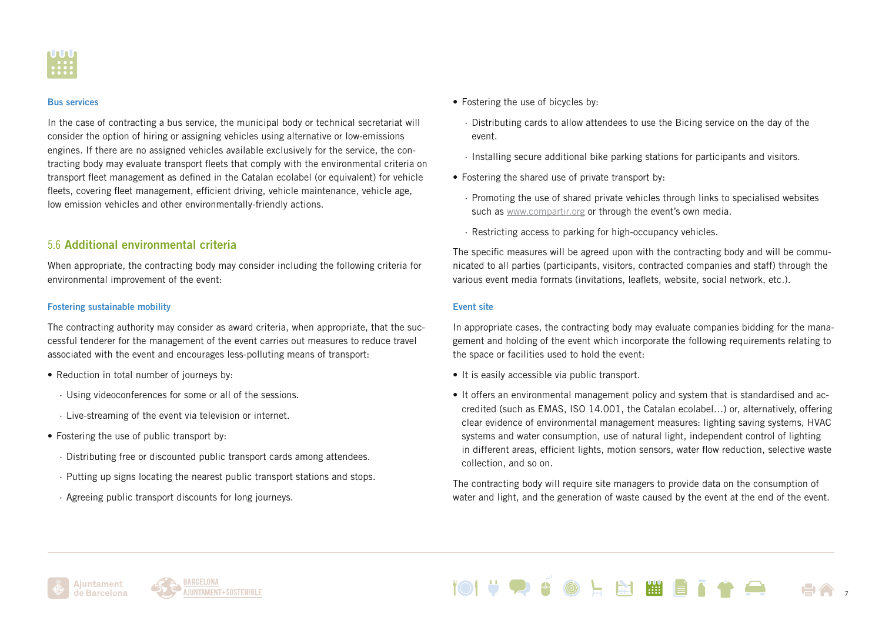#### Bus services

In the case of contracting a bus service, the municipal body or technical secretariat will consider the option of hiring or assigning vehicles using alternative or low-emissions engines. If there are no assigned vehicles available exclusively for the service, the contracting body may evaluate transport fleets that comply with the environmental criteria on transport fleet management as defined in the Catalan ecolabel (or equivalent) for vehicle fleets, covering fleet management, efficient driving, vehicle maintenance, vehicle age, low emission vehicles and other environmentally-friendly actions.

## 5.6 Additional environmental criteria

When appropriate, the contracting body may consider including the following criteria for environmental improvement of the event:

#### Fostering sustainable mobility

The contracting authority may consider as award criteria, when appropriate, that the successful tenderer for the management of the event carries out measures to reduce travel associated with the event and encourages less-polluting means of transport:

- Reduction in total number of journeys by:
  - Using videoconferences for some or all of the sessions.
  - Live-streaming of the event via television or internet.
- Fostering the use of public transport by:
  - Distributing free or discounted public transport cards among attendees.
  - Putting up signs locating the nearest public transport stations and stops.
  - Agreeing public transport discounts for long journeys.
- Fostering the use of bicycles by:
  - Distributing cards to allow attendees to use the Bicing service on the day of the event.
  - Installing secure additional bike parking stations for participants and visitors.
- Fostering the shared use of private transport by:
  - Promoting the use of shared private vehicles through links to specialised websites such as www.compartir.org or through the event's own media.
  - Restricting access to parking for high-occupancy vehicles.

The specific measures will be agreed upon with the contracting body and will be communicated to all parties (participants, visitors, contracted companies and staff) through the various event media formats (invitations, leaflets, website, social network, etc.).

#### Event site

In appropriate cases, the contracting body may evaluate companies bidding for the management and holding of the event which incorporate the following requirements relating to the space or facilities used to hold the event:

- It is easily accessible via public transport.
- It offers an environmental management policy and system that is standardised and accredited (such as EMAS, ISO 14.001, the Catalan ecolabel…) or, alternatively, offering clear evidence of environmental management measures: lighting saving systems, HVAC systems and water consumption, use of natural light, independent control of lighting in different areas, efficient lights, motion sensors, water flow reduction, selective waste collection, and so on.

The contracting body will require site managers to provide data on the consumption of water and light, and the generation of waste caused by the event at the end of the event.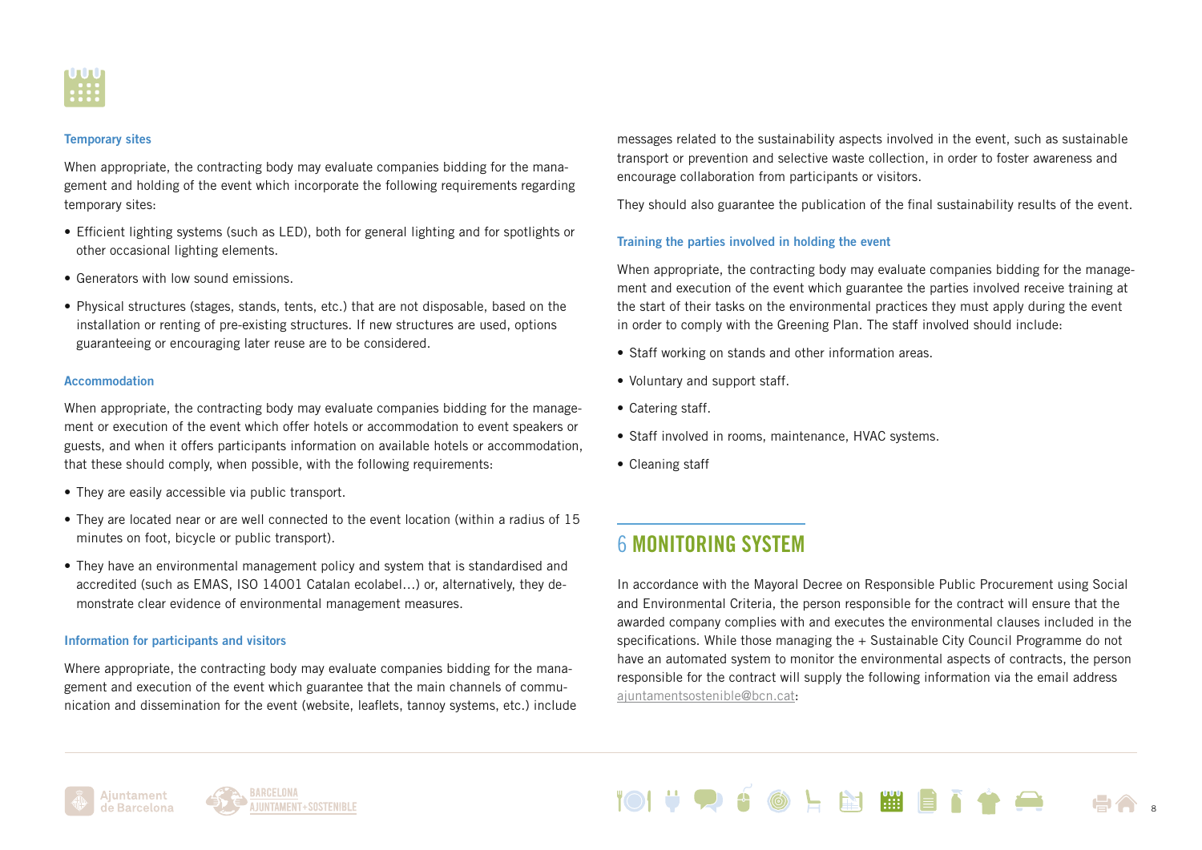### Temporary sites

When appropriate, the contracting body may evaluate companies bidding for the management and holding of the event which incorporate the following requirements regarding temporary sites:

- Efficient lighting systems (such as LED), both for general lighting and for spotlights or other occasional lighting elements.
- Generators with low sound emissions.
- Physical structures (stages, stands, tents, etc.) that are not disposable, based on the installation or renting of pre-existing structures. If new structures are used, options guaranteeing or encouraging later reuse are to be considered.

### Accommodation

When appropriate, the contracting body may evaluate companies bidding for the management or execution of the event which offer hotels or accommodation to event speakers or guests, and when it offers participants information on available hotels or accommodation, that these should comply, when possible, with the following requirements:

- They are easily accessible via public transport.
- They are located near or are well connected to the event location (within a radius of 15 minutes on foot, bicycle or public transport).
- They have an environmental management policy and system that is standardised and accredited (such as EMAS, ISO 14001 Catalan ecolabel…) or, alternatively, they demonstrate clear evidence of environmental management measures.

### Information for participants and visitors

Where appropriate, the contracting body may evaluate companies bidding for the management and execution of the event which guarantee that the main channels of communication and dissemination for the event (website, leaflets, tannoy systems, etc.) include messages related to the sustainability aspects involved in the event, such as sustainable transport or prevention and selective waste collection, in order to foster awareness and encourage collaboration from participants or visitors.

They should also guarantee the publication of the final sustainability results of the event.

### Training the parties involved in holding the event

When appropriate, the contracting body may evaluate companies bidding for the management and execution of the event which guarantee the parties involved receive training at the start of their tasks on the environmental practices they must apply during the event in order to comply with the Greening Plan. The staff involved should include:

- Staff working on stands and other information areas.
- Voluntary and support staff.
- Catering staff.
- Staff involved in rooms, maintenance, HVAC systems.
- Cleaning staff

## 6 MONITORING SYSTEM

In accordance with the Mayoral Decree on Responsible Public Procurement using Social and Environmental Criteria, the person responsible for the contract will ensure that the awarded company complies with and executes the environmental clauses included in the specifications. While those managing the + Sustainable City Council Programme do not have an automated system to monitor the environmental aspects of contracts, the person responsible for the contract will supply the following information via the email address ajuntamentsostenible@bcn.cat: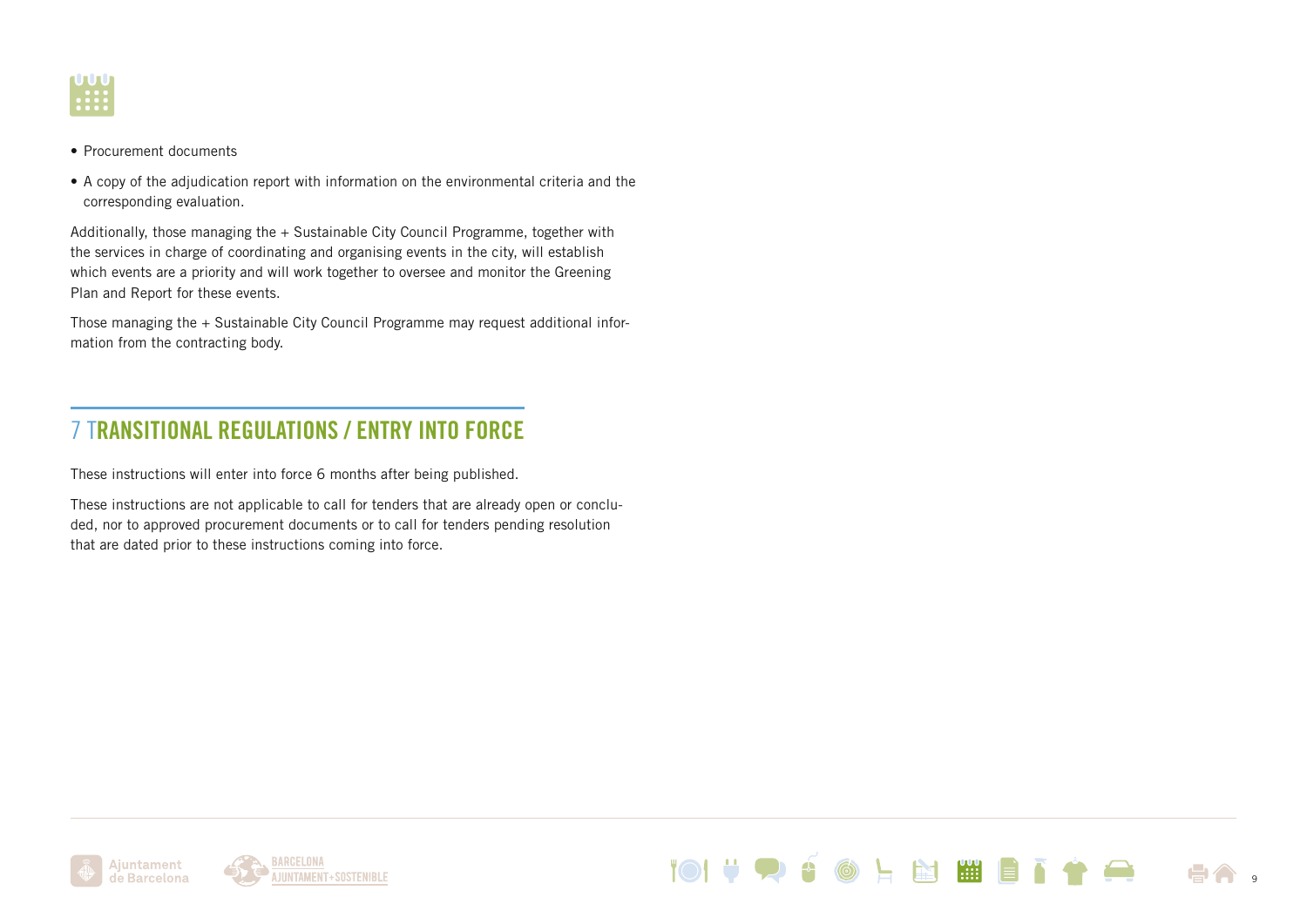- Procurement documents
- A copy of the adjudication report with information on the environmental criteria and the corresponding evaluation.

Additionally, those managing the + Sustainable City Council Programme, together with the services in charge of coordinating and organising events in the city, will establish which events are a priority and will work together to oversee and monitor the Greening Plan and Report for these events.

Those managing the + Sustainable City Council Programme may request additional information from the contracting body.

## 7 TRANSITIONAL REGULATIONS / ENTRY INTO FORCE

These instructions will enter into force 6 months after being published.

These instructions are not applicable to call for tenders that are already open or concluded, nor to approved procurement documents or to call for tenders pending resolution that are dated prior to these instructions coming into force.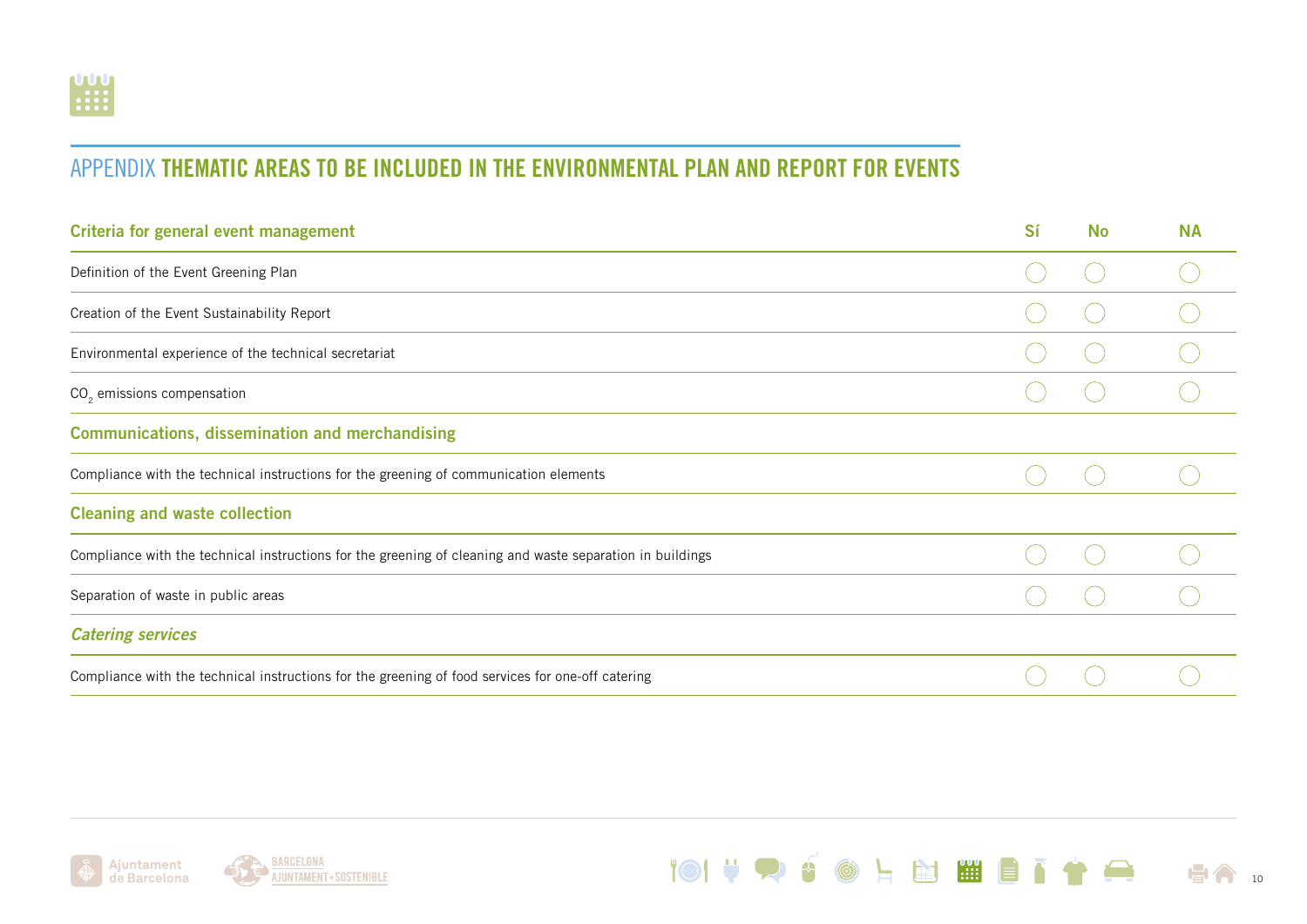## APPENDIX **THEMATIC AREAS TO BE INCLUDED IN THE ENVIRONMENTAL PLAN AND REPORT FOR EVENTS**

| **Criteria for general event management** | **Sí** | **No** | **NA** |
|---|---|---|---|
| Definition of the Event Greening Plan | ◯ | ◯ | ◯ |
| Creation of the Event Sustainability Report | ◯ | ◯ | ◯ |
| Environmental experience of the technical secretariat | ◯ | ◯ | ◯ |
| $CO_2$ emissions compensation | ◯ | ◯ | ◯ |
| **Communications, dissemination and merchandising** | | | |
| Compliance with the technical instructions for the greening of communication elements | ◯ | ◯ | ◯ |
| **Cleaning and waste collection** | | | |
| Compliance with the technical instructions for the greening of cleaning and waste separation in buildings | ◯ | ◯ | ◯ |
| Separation of waste in public areas | ◯ | ◯ | ◯ |
| ***Catering services*** | | | |
| Compliance with the technical instructions for the greening of food services for one-off catering | ◯ | ◯ | ◯ |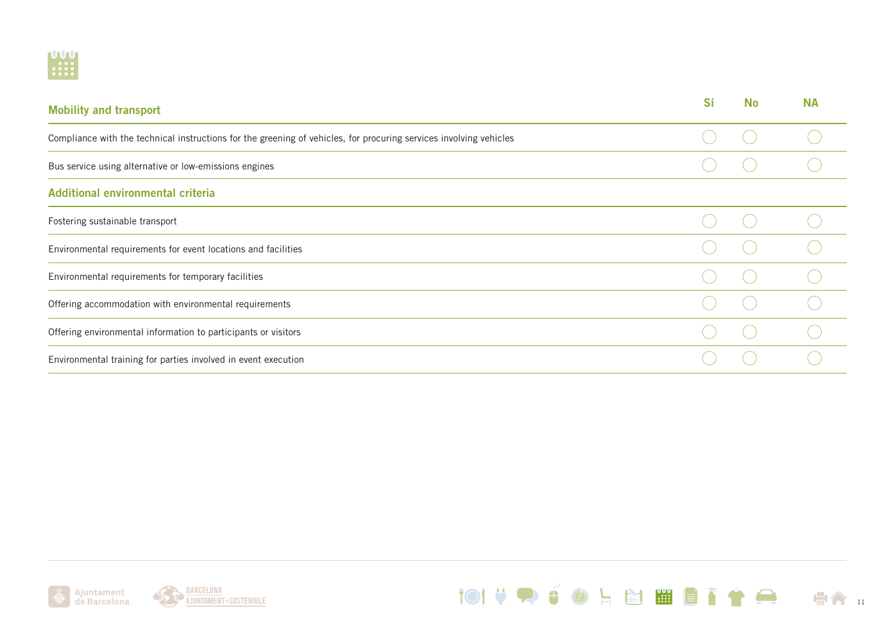| Mobility and transport | Sí | No | NA |
|---|---|---|---|
| Compliance with the technical instructions for the greening of vehicles, for procuring services involving vehicles | ◯ | ◯ | ◯ |
| Bus service using alternative or low-emissions engines | ◯ | ◯ | ◯ |
| **Additional environmental criteria** | | | |
| Fostering sustainable transport | ◯ | ◯ | ◯ |
| Environmental requirements for event locations and facilities | ◯ | ◯ | ◯ |
| Environmental requirements for temporary facilities | ◯ | ◯ | ◯ |
| Offering accommodation with environmental requirements | ◯ | ◯ | ◯ |
| Offering environmental information to participants or visitors | ◯ | ◯ | ◯ |
| Environmental training for parties involved in event execution | ◯ | ◯ | ◯ |